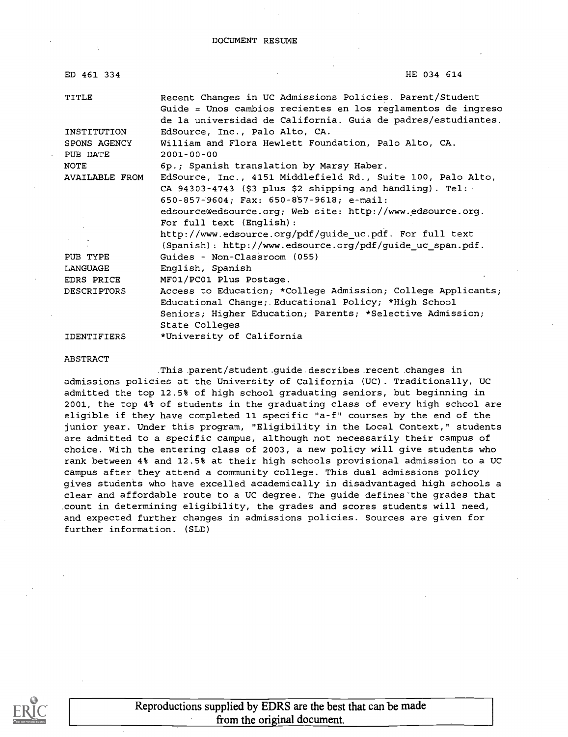DOCUMENT RESUME

| | |
|---|---|
| ED 461 334 | HE 034 614 |
| TITLE | Recent Changes in UC Admissions Policies. Parent/Student Guide = Unos cambios recientes en los reglamentos de ingreso de la universidad de California. Guia de padres/estudiantes. |
| INSTITUTION | EdSource, Inc., Palo Alto, CA. |
| SPONS AGENCY | William and Flora Hewlett Foundation, Palo Alto, CA. |
| PUB DATE | 2001-00-00 |
| NOTE | 6p.; Spanish translation by Marsy Haber. |
| AVAILABLE FROM | EdSource, Inc., 4151 Middlefield Rd., Suite 100, Palo Alto, CA 94303-4743 ($3 plus $2 shipping and handling). Tel: 650-857-9604; Fax: 650-857-9618; e-mail: edsource@edsource.org; Web site: http://www.edsource.org. For full text (English): http://www.edsource.org/pdf/guide_uc.pdf. For full text (Spanish): http://www.edsource.org/pdf/guide_uc_span.pdf. |
| PUB TYPE | Guides - Non-Classroom (055) |
| LANGUAGE | English, Spanish |
| EDRS PRICE | MF01/PC01 Plus Postage. |
| DESCRIPTORS | Access to Education; *College Admission; College Applicants; Educational Change; Educational Policy; *High School Seniors; Higher Education; Parents; *Selective Admission; State Colleges |
| IDENTIFIERS | *University of California |

ABSTRACT

This parent/student guide describes recent changes in admissions policies at the University of California (UC). Traditionally, UC admitted the top 12.5% of high school graduating seniors, but beginning in 2001, the top 4% of students in the graduating class of every high school are eligible if they have completed 11 specific "a-f" courses by the end of the junior year. Under this program, "Eligibility in the Local Context," students are admitted to a specific campus, although not necessarily their campus of choice. With the entering class of 2003, a new policy will give students who rank between 4% and 12.5% at their high schools provisional admission to a UC campus after they attend a community college. This dual admissions policy gives students who have excelled academically in disadvantaged high schools a clear and affordable route to a UC degree. The guide defines the grades that count in determining eligibility, the grades and scores students will need, and expected further changes in admissions policies. Sources are given for further information. (SLD)

Reproductions supplied by EDRS are the best that can be made from the original document.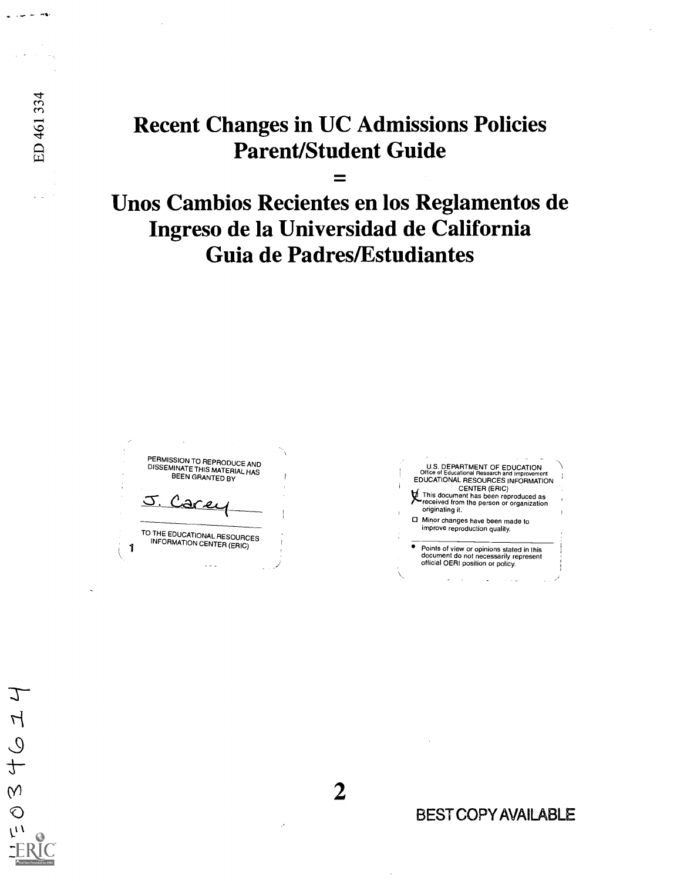# Recent Changes in UC Admissions Policies
# Parent/Student Guide
# =
# Unos Cambios Recientes en los Reglamentos de Ingreso de la Universidad de California
# Guia de Padres/Estudiantes

PERMISSION TO REPRODUCE AND DISSEMINATE THIS MATERIAL HAS BEEN GRANTED BY

J. Carey

TO THE EDUCATIONAL RESOURCES INFORMATION CENTER (ERIC)

U.S. DEPARTMENT OF EDUCATION
Office of Educational Research and Improvement
EDUCATIONAL RESOURCES INFORMATION CENTER (ERIC)

- [x] This document has been reproduced as received from the person or organization originating it.
- [ ] Minor changes have been made to improve reproduction quality.

- Points of view or opinions stated in this document do not necessarily represent official OERI position or policy.

BEST COPY AVAILABLE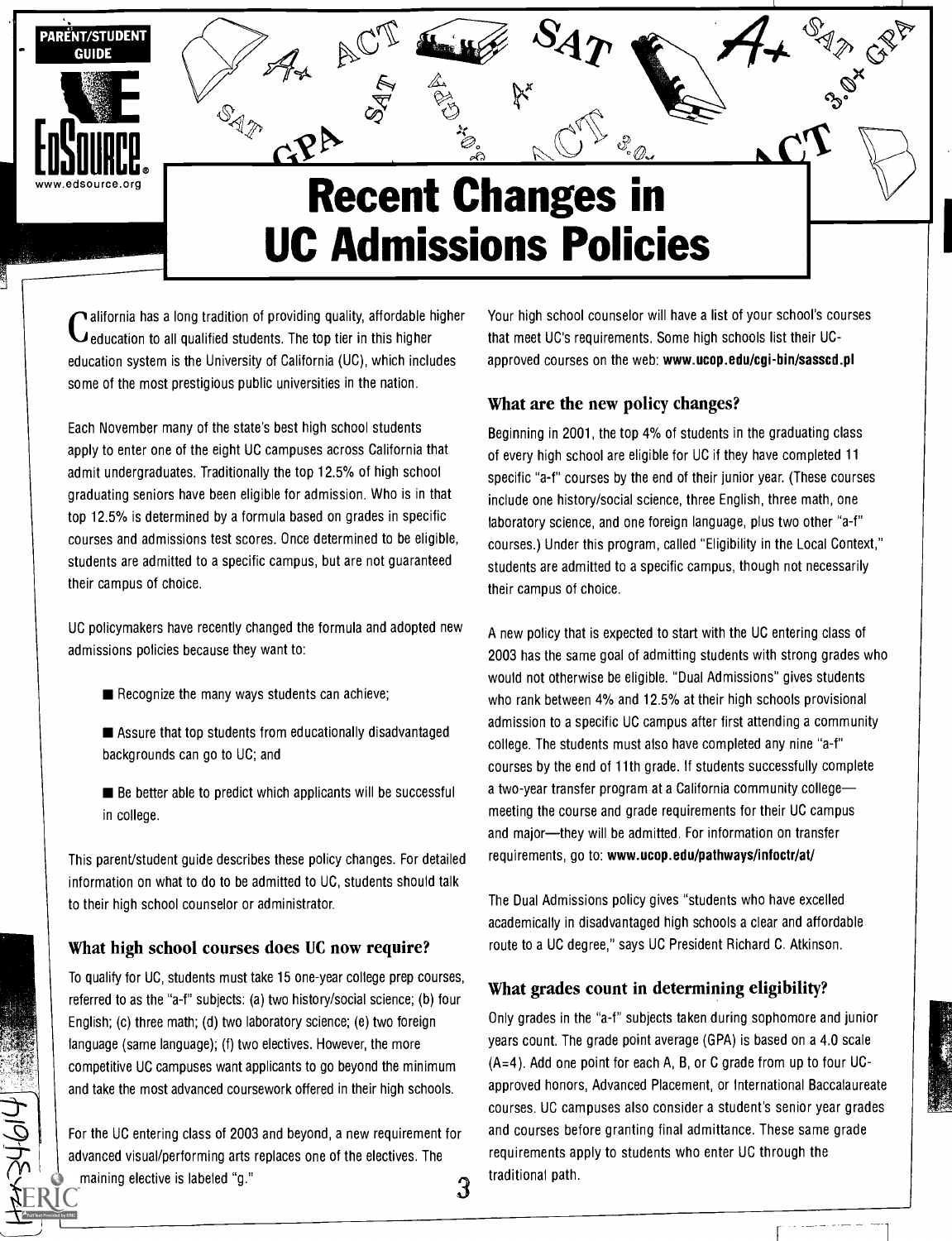# Recent Changes in UC Admissions Policies

California has a long tradition of providing quality, affordable higher education to all qualified students. The top tier in this higher education system is the University of California (UC), which includes some of the most prestigious public universities in the nation.

Each November many of the state's best high school students apply to enter one of the eight UC campuses across California that admit undergraduates. Traditionally the top 12.5% of high school graduating seniors have been eligible for admission. Who is in that top 12.5% is determined by a formula based on grades in specific courses and admissions test scores. Once determined to be eligible, students are admitted to a specific campus, but are not guaranteed their campus of choice.

UC policymakers have recently changed the formula and adopted new admissions policies because they want to:

- Recognize the many ways students can achieve;
- Assure that top students from educationally disadvantaged backgrounds can go to UC; and
- Be better able to predict which applicants will be successful in college.

This parent/student guide describes these policy changes. For detailed information on what to do to be admitted to UC, students should talk to their high school counselor or administrator.

## What high school courses does UC now require?

To qualify for UC, students must take 15 one-year college prep courses, referred to as the "a-f" subjects: (a) two history/social science; (b) four English; (c) three math; (d) two laboratory science; (e) two foreign language (same language); (f) two electives. However, the more competitive UC campuses want applicants to go beyond the minimum and take the most advanced coursework offered in their high schools.

For the UC entering class of 2003 and beyond, a new requirement for advanced visual/performing arts replaces one of the electives. The maining elective is labeled "g."

Your high school counselor will have a list of your school's courses that meet UC's requirements. Some high schools list their UC-approved courses on the web: **www.ucop.edu/cgi-bin/sasscd.pl**

## What are the new policy changes?

Beginning in 2001, the top 4% of students in the graduating class of every high school are eligible for UC if they have completed 11 specific "a-f" courses by the end of their junior year. (These courses include one history/social science, three English, three math, one laboratory science, and one foreign language, plus two other "a-f" courses.) Under this program, called "Eligibility in the Local Context," students are admitted to a specific campus, though not necessarily their campus of choice.

A new policy that is expected to start with the UC entering class of 2003 has the same goal of admitting students with strong grades who would not otherwise be eligible. "Dual Admissions" gives students who rank between 4% and 12.5% at their high schools provisional admission to a specific UC campus after first attending a community college. The students must also have completed any nine "a-f" courses by the end of 11th grade. If students successfully complete a two-year transfer program at a California community college—meeting the course and grade requirements for their UC campus and major—they will be admitted. For information on transfer requirements, go to: **www.ucop.edu/pathways/infoctr/at/**

The Dual Admissions policy gives "students who have excelled academically in disadvantaged high schools a clear and affordable route to a UC degree," says UC President Richard C. Atkinson.

## What grades count in determining eligibility?

Only grades in the "a-f" subjects taken during sophomore and junior years count. The grade point average (GPA) is based on a 4.0 scale (A=4). Add one point for each A, B, or C grade from up to four UC-approved honors, Advanced Placement, or International Baccalaureate courses. UC campuses also consider a student's senior year grades and courses before granting final admittance. These same grade requirements apply to students who enter UC through the traditional path.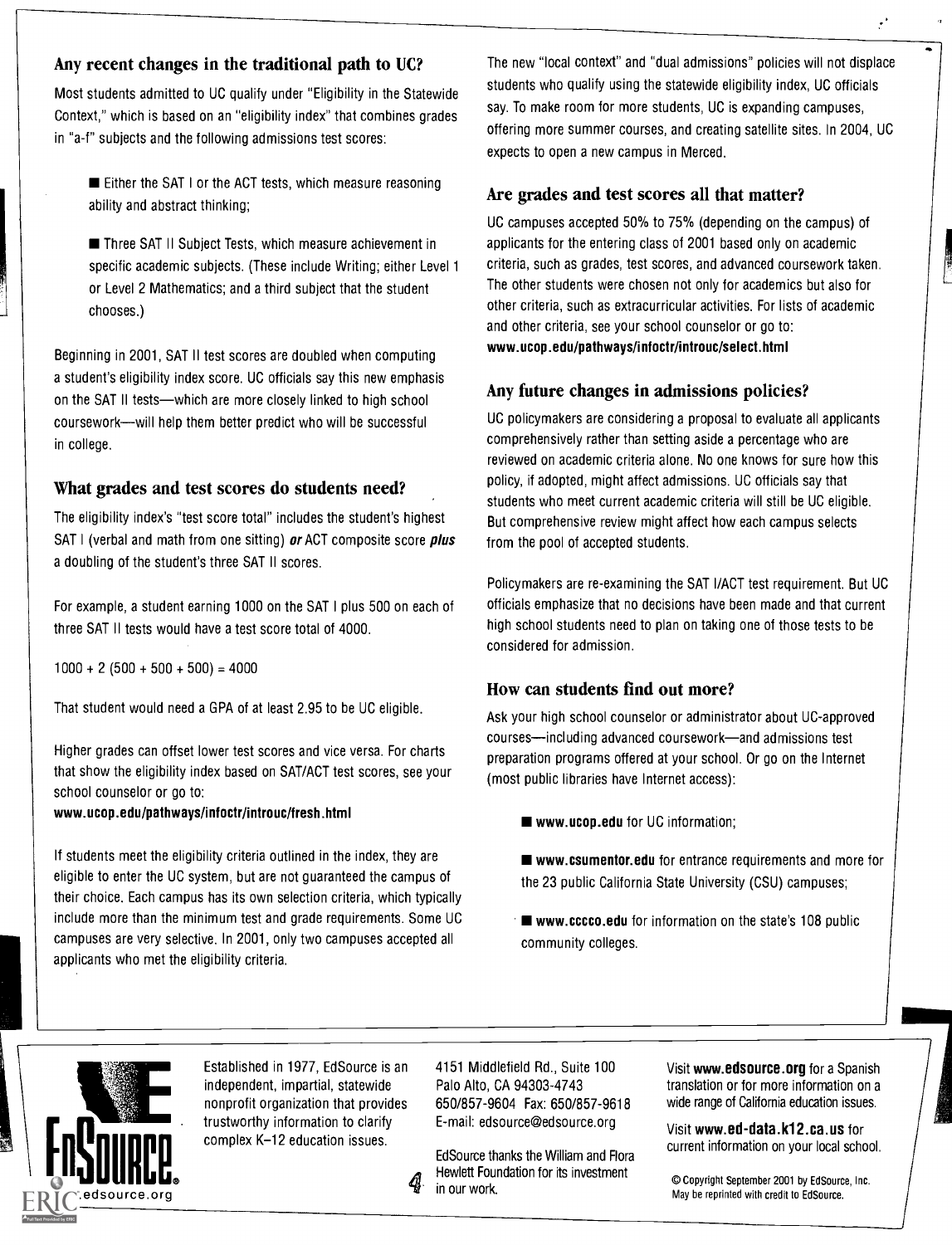## Any recent changes in the traditional path to UC?

Most students admitted to UC qualify under "Eligibility in the Statewide Context," which is based on an "eligibility index" that combines grades in "a-f" subjects and the following admissions test scores:

- Either the SAT I or the ACT tests, which measure reasoning ability and abstract thinking;
- Three SAT II Subject Tests, which measure achievement in specific academic subjects. (These include Writing; either Level 1 or Level 2 Mathematics; and a third subject that the student chooses.)

Beginning in 2001, SAT II test scores are doubled when computing a student's eligibility index score. UC officials say this new emphasis on the SAT II tests—which are more closely linked to high school coursework—will help them better predict who will be successful in college.

## What grades and test scores do students need?

The eligibility index's "test score total" includes the student's highest SAT I (verbal and math from one sitting) ***or*** ACT composite score ***plus*** a doubling of the student's three SAT II scores.

For example, a student earning 1000 on the SAT I plus 500 on each of three SAT II tests would have a test score total of 4000.

$1000 + 2\,(500 + 500 + 500) = 4000$

That student would need a GPA of at least 2.95 to be UC eligible.

Higher grades can offset lower test scores and vice versa. For charts that show the eligibility index based on SAT/ACT test scores, see your school counselor or go to:
**www.ucop.edu/pathways/infoctr/introuc/fresh.html**

If students meet the eligibility criteria outlined in the index, they are eligible to enter the UC system, but are not guaranteed the campus of their choice. Each campus has its own selection criteria, which typically include more than the minimum test and grade requirements. Some UC campuses are very selective. In 2001, only two campuses accepted all applicants who met the eligibility criteria.

The new "local context" and "dual admissions" policies will not displace students who qualify using the statewide eligibility index, UC officials say. To make room for more students, UC is expanding campuses, offering more summer courses, and creating satellite sites. In 2004, UC expects to open a new campus in Merced.

## Are grades and test scores all that matter?

UC campuses accepted 50% to 75% (depending on the campus) of applicants for the entering class of 2001 based only on academic criteria, such as grades, test scores, and advanced coursework taken. The other students were chosen not only for academics but also for other criteria, such as extracurricular activities. For lists of academic and other criteria, see your school counselor or go to:
**www.ucop.edu/pathways/infoctr/introuc/select.html**

## Any future changes in admissions policies?

UC policymakers are considering a proposal to evaluate all applicants comprehensively rather than setting aside a percentage who are reviewed on academic criteria alone. No one knows for sure how this policy, if adopted, might affect admissions. UC officials say that students who meet current academic criteria will still be UC eligible. But comprehensive review might affect how each campus selects from the pool of accepted students.

Policymakers are re-examining the SAT I/ACT test requirement. But UC officials emphasize that no decisions have been made and that current high school students need to plan on taking one of those tests to be considered for admission.

## How can students find out more?

Ask your high school counselor or administrator about UC-approved courses—including advanced coursework—and admissions test preparation programs offered at your school. Or go on the Internet (most public libraries have Internet access):

- **www.ucop.edu** for UC information;
- **www.csumentor.edu** for entrance requirements and more for the 23 public California State University (CSU) campuses;
- **www.cccco.edu** for information on the state's 108 public community colleges.

---

EdSource®
edsource.org

Established in 1977, EdSource is an independent, impartial, statewide nonprofit organization that provides trustworthy information to clarify complex K–12 education issues.

4151 Middlefield Rd., Suite 100
Palo Alto, CA 94303-4743
650/857-9604 Fax: 650/857-9618
E-mail: edsource@edsource.org

EdSource thanks the William and Flora Hewlett Foundation for its investment in our work.

Visit **www.edsource.org** for a Spanish translation or for more information on a wide range of California education issues.

Visit **www.ed-data.k12.ca.us** for current information on your local school.

© Copyright September 2001 by EdSource, Inc. May be reprinted with credit to EdSource.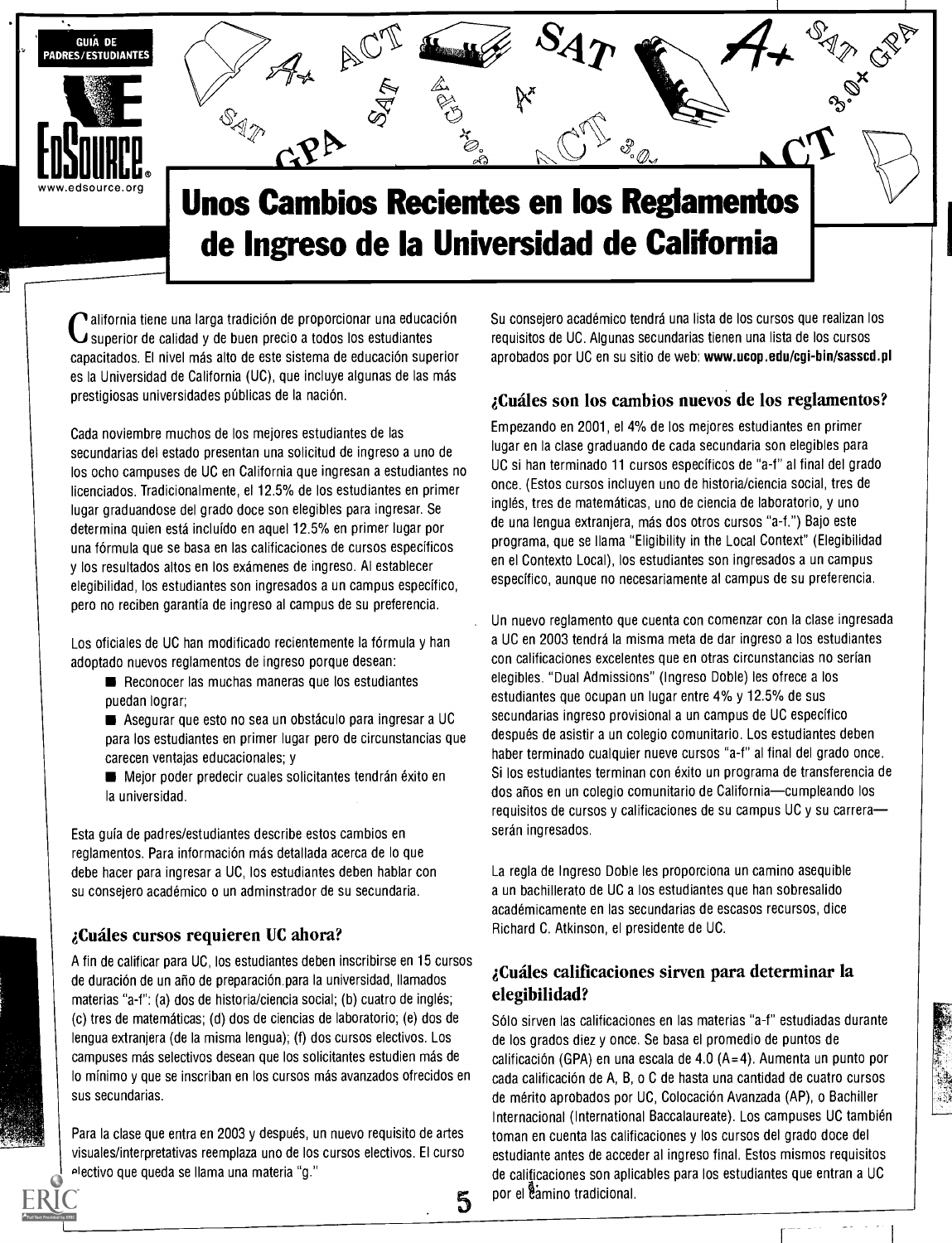GUÍA DE PADRES/ESTUDIANTES

EdSource®
www.edsource.org

# Unos Cambios Recientes en los Reglamentos de Ingreso de la Universidad de California

California tiene una larga tradición de proporcionar una educación superior de calidad y de buen precio a todos los estudiantes capacitados. El nivel más alto de este sistema de educación superior es la Universidad de California (UC), que incluye algunas de las más prestigiosas universidades públicas de la nación.

Cada noviembre muchos de los mejores estudiantes de las secundarias del estado presentan una solicitud de ingreso a uno de los ocho campuses de UC en California que ingresan a estudiantes no licenciados. Tradicionalmente, el 12.5% de los estudiantes en primer lugar graduandose del grado doce son elegibles para ingresar. Se determina quien está incluído en aquel 12.5% en primer lugar por una fórmula que se basa en las calificaciones de cursos específicos y los resultados altos en los exámenes de ingreso. Al establecer elegibilidad, los estudiantes son ingresados a un campus específico, pero no reciben garantía de ingreso al campus de su preferencia.

Los oficiales de UC han modificado recientemente la fórmula y han adoptado nuevos reglamentos de ingreso porque desean:

- Reconocer las muchas maneras que los estudiantes puedan lograr;
- Asegurar que esto no sea un obstáculo para ingresar a UC para los estudiantes en primer lugar pero de circunstancias que carecen ventajas educacionales; y
- Mejor poder predecir cuales solicitantes tendrán éxito en la universidad.

Esta guía de padres/estudiantes describe estos cambios en reglamentos. Para información más detallada acerca de lo que debe hacer para ingresar a UC, los estudiantes deben hablar con su consejero académico o un adminstrador de su secundaria.

## ¿Cuáles cursos requieren UC ahora?

A fin de calificar para UC, los estudiantes deben inscribirse en 15 cursos de duración de un año de preparación para la universidad, llamados materias "a-f": (a) dos de historia/ciencia social; (b) cuatro de inglés; (c) tres de matemáticas; (d) dos de ciencias de laboratorio; (e) dos de lengua extranjera (de la misma lengua); (f) dos cursos electivos. Los campuses más selectivos desean que los solicitantes estudien más de lo mínimo y que se inscriban en los cursos más avanzados ofrecidos en sus secundarias.

Para la clase que entra en 2003 y después, un nuevo requisito de artes visuales/interpretativas reemplaza uno de los cursos electivos. El curso electivo que queda se llama una materia "g."

Su consejero académico tendrá una lista de los cursos que realizan los requisitos de UC. Algunas secundarias tienen una lista de los cursos aprobados por UC en su sitio de web: **www.ucop.edu/cgi-bin/sasscd.pl**

## ¿Cuáles son los cambios nuevos de los reglamentos?

Empezando en 2001, el 4% de los mejores estudiantes en primer lugar en la clase graduando de cada secundaria son elegibles para UC si han terminado 11 cursos específicos de "a-f" al final del grado once. (Estos cursos incluyen uno de historia/ciencia social, tres de inglés, tres de matemáticas, uno de ciencia de laboratorio, y uno de una lengua extranjera, más dos otros cursos "a-f.") Bajo este programa, que se llama "Eligibility in the Local Context" (Elegibilidad en el Contexto Local), los estudiantes son ingresados a un campus específico, aunque no necesariamente al campus de su preferencia.

Un nuevo reglamento que cuenta con comenzar con la clase ingresada a UC en 2003 tendrá la misma meta de dar ingreso a los estudiantes con calificaciones excelentes que en otras circunstancias no serían elegibles. "Dual Admissions" (Ingreso Doble) les ofrece a los estudiantes que ocupan un lugar entre 4% y 12.5% de sus secundarias ingreso provisional a un campus de UC específico después de asistir a un colegio comunitario. Los estudiantes deben haber terminado cualquier nueve cursos "a-f" al final del grado once. Si los estudiantes terminan con éxito un programa de transferencia de dos años en un colegio comunitario de California—cumpleando los requisitos de cursos y calificaciones de su campus UC y su carrera—serán ingresados.

La regla de Ingreso Doble les proporciona un camino asequible a un bachillerato de UC a los estudiantes que han sobresalido académicamente en las secundarias de escasos recursos, dice Richard C. Atkinson, el presidente de UC.

## ¿Cuáles calificaciones sirven para determinar la elegibilidad?

Sólo sirven las calificaciones en las materias "a-f" estudiadas durante de los grados diez y once. Se basa el promedio de puntos de calificación (GPA) en una escala de 4.0 (A=4). Aumenta un punto por cada calificación de A, B, o C de hasta una cantidad de cuatro cursos de mérito aprobados por UC, Colocación Avanzada (AP), o Bachiller Internacional (International Baccalaureate). Los campuses UC también toman en cuenta las calificaciones y los cursos del grado doce del estudiante antes de acceder al ingreso final. Estos mismos requisitos de calificaciones son aplicables para los estudiantes que entran a UC por el camino tradicional.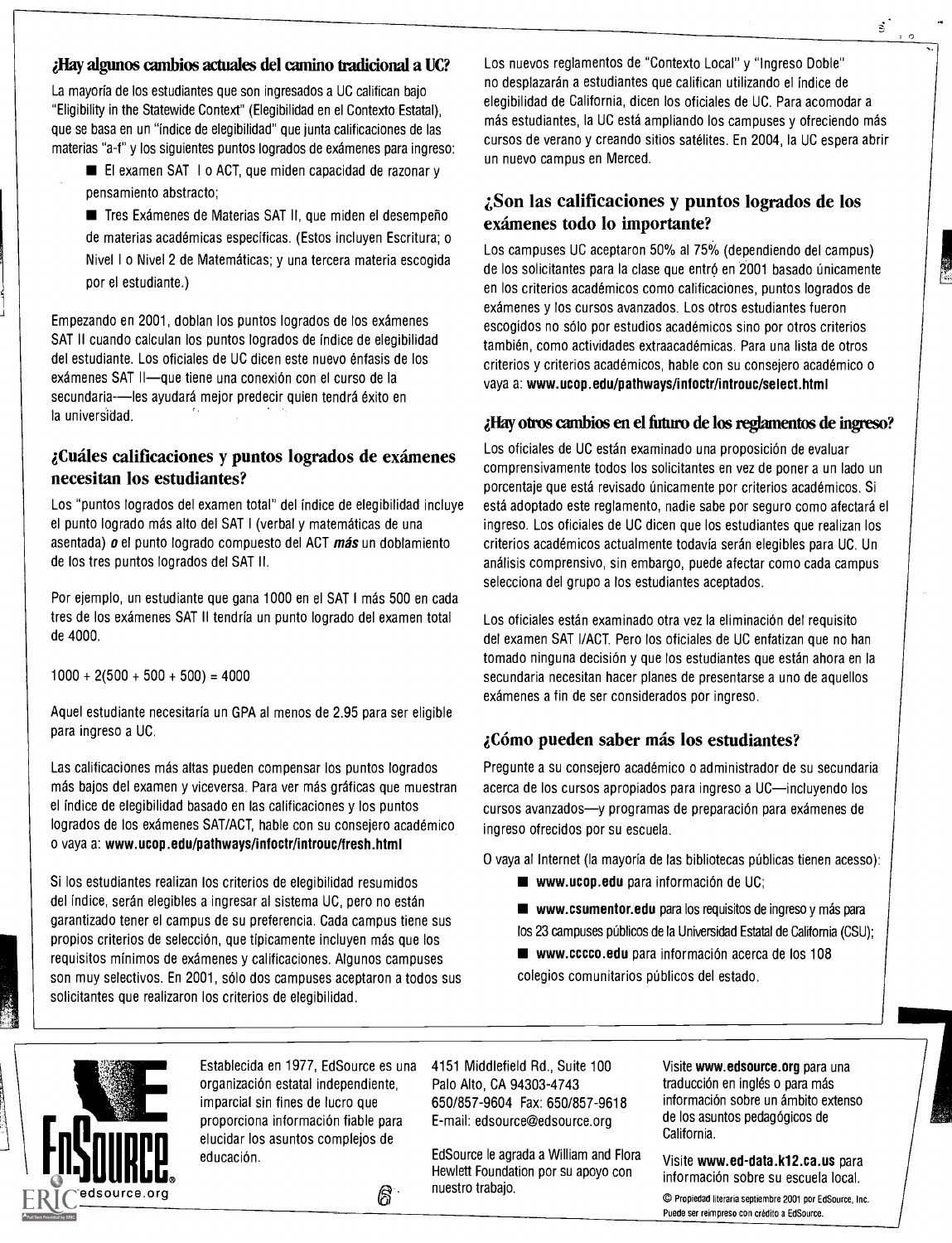### ¿Hay algunos cambios actuales del camino tradicional a UC?

La mayoría de los estudiantes que son ingresados a UC califican bajo "Eligibility in the Statewide Context" (Elegibilidad en el Contexto Estatal), que se basa en un "índice de elegibilidad" que junta calificaciones de las materias "a-f" y los siguientes puntos logrados de exámenes para ingreso:

- El examen SAT I o ACT, que miden capacidad de razonar y pensamiento abstracto;
- Tres Exámenes de Materias SAT II, que miden el desempeño de materias académicas específicas. (Estos incluyen Escritura; o Nivel I o Nivel 2 de Matemáticas; y una tercera materia escogida por el estudiante.)

Empezando en 2001, doblan los puntos logrados de los exámenes SAT II cuando calculan los puntos logrados de índice de elegibilidad del estudiante. Los oficiales de UC dicen este nuevo énfasis de los exámenes SAT II—que tiene una conexión con el curso de la secundaria—les ayudará mejor predecir quien tendrá éxito en la universidad.

## ¿Cuáles calificaciones y puntos logrados de exámenes necesitan los estudiantes?

Los "puntos logrados del examen total" del índice de elegibilidad incluye el punto logrado más alto del SAT I (verbal y matemáticas de una asentada) ***o*** el punto logrado compuesto del ACT ***más*** un doblamiento de los tres puntos logrados del SAT II.

Por ejemplo, un estudiante que gana 1000 en el SAT I más 500 en cada tres de los exámenes SAT II tendría un punto logrado del examen total de 4000.

$$1000 + 2(500 + 500 + 500) = 4000$$

Aquel estudiante necesitaría un GPA al menos de 2.95 para ser eligible para ingreso a UC.

Las calificaciones más altas pueden compensar los puntos logrados más bajos del examen y viceversa. Para ver más gráficas que muestran el índice de elegibilidad basado en las calificaciones y los puntos logrados de los exámenes SAT/ACT, hable con su consejero académico o vaya a: **www.ucop.edu/pathways/infoctr/introuc/fresh.html**

Si los estudiantes realizan los criterios de elegibilidad resumidos del índice, serán elegibles a ingresar al sistema UC, pero no están garantizado tener el campus de su preferencia. Cada campus tiene sus propios criterios de selección, que típicamente incluyen más que los requisitos mínimos de exámenes y calificaciones. Algunos campuses son muy selectivos. En 2001, sólo dos campuses aceptaron a todos sus solicitantes que realizaron los criterios de elegibilidad.

Los nuevos reglamentos de "Contexto Local" y "Ingreso Doble" no desplazarán a estudiantes que califican utilizando el índice de elegibilidad de California, dicen los oficiales de UC. Para acomodar a más estudiantes, la UC está ampliando los campuses y ofreciendo más cursos de verano y creando sitios satélites. En 2004, la UC espera abrir un nuevo campus en Merced.

## ¿Son las calificaciones y puntos logrados de los exámenes todo lo importante?

Los campuses UC aceptaron 50% al 75% (dependiendo del campus) de los solicitantes para la clase que entró en 2001 basado únicamente en los criterios académicos como calificaciones, puntos logrados de exámenes y los cursos avanzados. Los otros estudiantes fueron escogidos no sólo por estudios académicos sino por otros criterios también, como actividades extraacadémicas. Para una lista de otros criterios y criterios académicos, hable con su consejero académico o vaya a: **www.ucop.edu/pathways/infoctr/introuc/select.html**

### ¿Hay otros cambios en el futuro de los reglamentos de ingreso?

Los oficiales de UC están examinado una proposición de evaluar comprensivamente todos los solicitantes en vez de poner a un lado un porcentaje que está revisado únicamente por criterios académicos. Si está adoptado este reglamento, nadie sabe por seguro como afectará el ingreso. Los oficiales de UC dicen que los estudiantes que realizan los criterios académicos actualmente todavía serán elegibles para UC. Un análisis comprensivo, sin embargo, puede afectar como cada campus selecciona del grupo a los estudiantes aceptados.

Los oficiales están examinado otra vez la eliminación del requisito del examen SAT I/ACT. Pero los oficiales de UC enfatizan que no han tomado ninguna decisión y que los estudiantes que están ahora en la secundaria necesitan hacer planes de presentarse a uno de aquellos exámenes a fin de ser considerados por ingreso.

## ¿Cómo pueden saber más los estudiantes?

Pregunte a su consejero académico o administrador de su secundaria acerca de los cursos apropiados para ingreso a UC—incluyendo los cursos avanzados—y programas de preparación para exámenes de ingreso ofrecidos por su escuela.

O vaya al Internet (la mayoría de las bibliotecas públicas tienen acesso):

- **www.ucop.edu** para información de UC;
- **www.csumentor.edu** para los requisitos de ingreso y más para los 23 campuses públicos de la Universidad Estatal de California (CSU);
- **www.cccco.edu** para información acerca de los 108 colegios comunitarios públicos del estado.

---

EdSource — edsource.org

Establecida en 1977, EdSource es una organización estatal independiente, imparcial sin fines de lucro que proporciona información fiable para elucidar los asuntos complejos de educación.

4151 Middlefield Rd., Suite 100
Palo Alto, CA 94303-4743
650/857-9604 Fax: 650/857-9618
E-mail: edsource@edsource.org

EdSource le agrada a William and Flora Hewlett Foundation por su apoyo con nuestro trabajo.

Visite **www.edsource.org** para una traducción en inglés o para más información sobre un ámbito extenso de los asuntos pedagógicos de California.

Visite **www.ed-data.k12.ca.us** para información sobre su escuela local.

© Propiedad literaria septiembre 2001 por EdSource, Inc. Puede ser reimpreso con crédito a EdSource.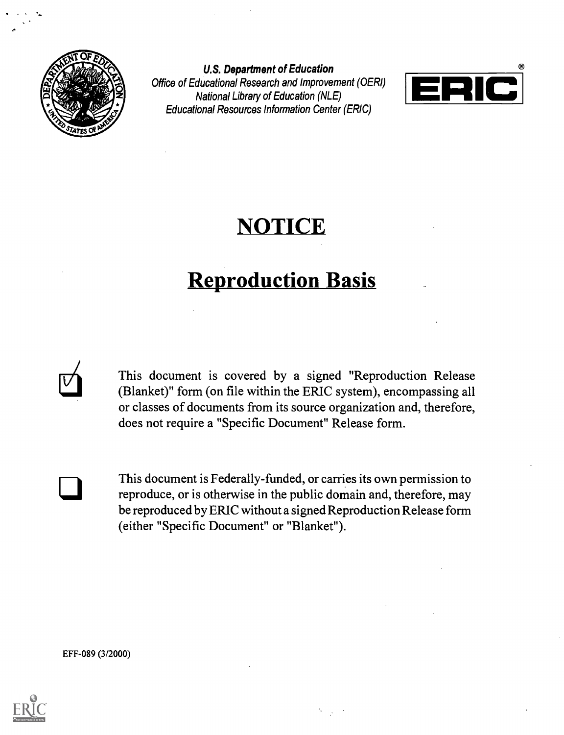U.S. Department of Education
Office of Educational Research and Improvement (OERI)
National Library of Education (NLE)
Educational Resources Information Center (ERIC)

ERIC®

# NOTICE

# Reproduction Basis

- [x] This document is covered by a signed "Reproduction Release (Blanket)" form (on file within the ERIC system), encompassing all or classes of documents from its source organization and, therefore, does not require a "Specific Document" Release form.

- [ ] This document is Federally-funded, or carries its own permission to reproduce, or is otherwise in the public domain and, therefore, may be reproduced by ERIC without a signed Reproduction Release form (either "Specific Document" or "Blanket").

EFF-089 (3/2000)